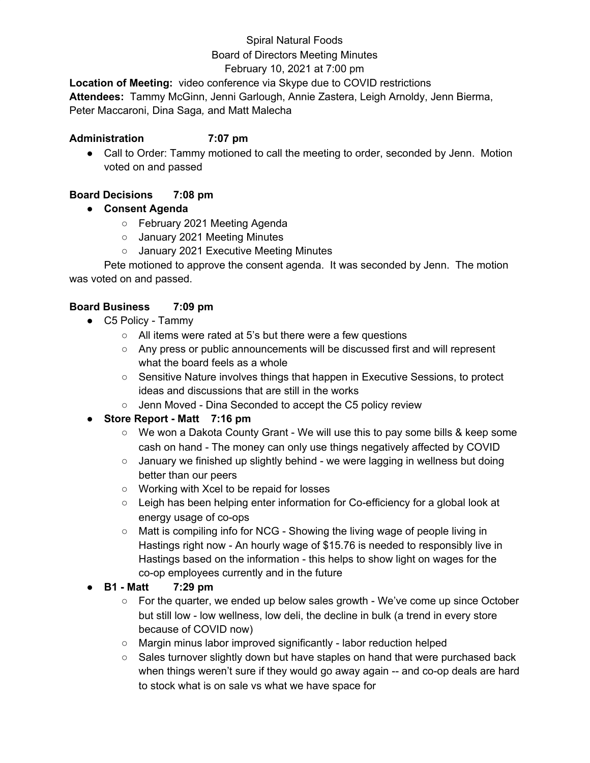Spiral Natural Foods

Board of Directors Meeting Minutes

February 10, 2021 at 7:00 pm

**Location of Meeting:** video conference via Skype due to COVID restrictions

**Attendees:** Tammy McGinn, Jenni Garlough, Annie Zastera, Leigh Arnoldy, Jenn Bierma, Peter Maccaroni, Dina Saga*,* and Matt Malecha

**Administration 7:07 pm**

- Call to Order: Tammy motioned to call the meeting to order, seconded by Jenn. Motion voted on and passed

**Board Decisions 7:08 pm**

- **Consent Agenda**
  - February 2021 Meeting Agenda
  - January 2021 Meeting Minutes
  - January 2021 Executive Meeting Minutes

Pete motioned to approve the consent agenda. It was seconded by Jenn. The motion was voted on and passed.

**Board Business 7:09 pm**

- C5 Policy - Tammy
  - All items were rated at 5's but there were a few questions
  - Any press or public announcements will be discussed first and will represent what the board feels as a whole
  - Sensitive Nature involves things that happen in Executive Sessions, to protect ideas and discussions that are still in the works
  - Jenn Moved - Dina Seconded to accept the C5 policy review
- **Store Report - Matt 7:16 pm**
  - We won a Dakota County Grant - We will use this to pay some bills & keep some cash on hand - The money can only use things negatively affected by COVID
  - January we finished up slightly behind - we were lagging in wellness but doing better than our peers
  - Working with Xcel to be repaid for losses
  - Leigh has been helping enter information for Co-efficiency for a global look at energy usage of co-ops
  - Matt is compiling info for NCG - Showing the living wage of people living in Hastings right now - An hourly wage of $15.76 is needed to responsibly live in Hastings based on the information - this helps to show light on wages for the co-op employees currently and in the future
- **B1 - Matt 7:29 pm**
  - For the quarter, we ended up below sales growth - We've come up since October but still low - low wellness, low deli, the decline in bulk (a trend in every store because of COVID now)
  - Margin minus labor improved significantly - labor reduction helped
  - Sales turnover slightly down but have staples on hand that were purchased back when things weren't sure if they would go away again -- and co-op deals are hard to stock what is on sale vs what we have space for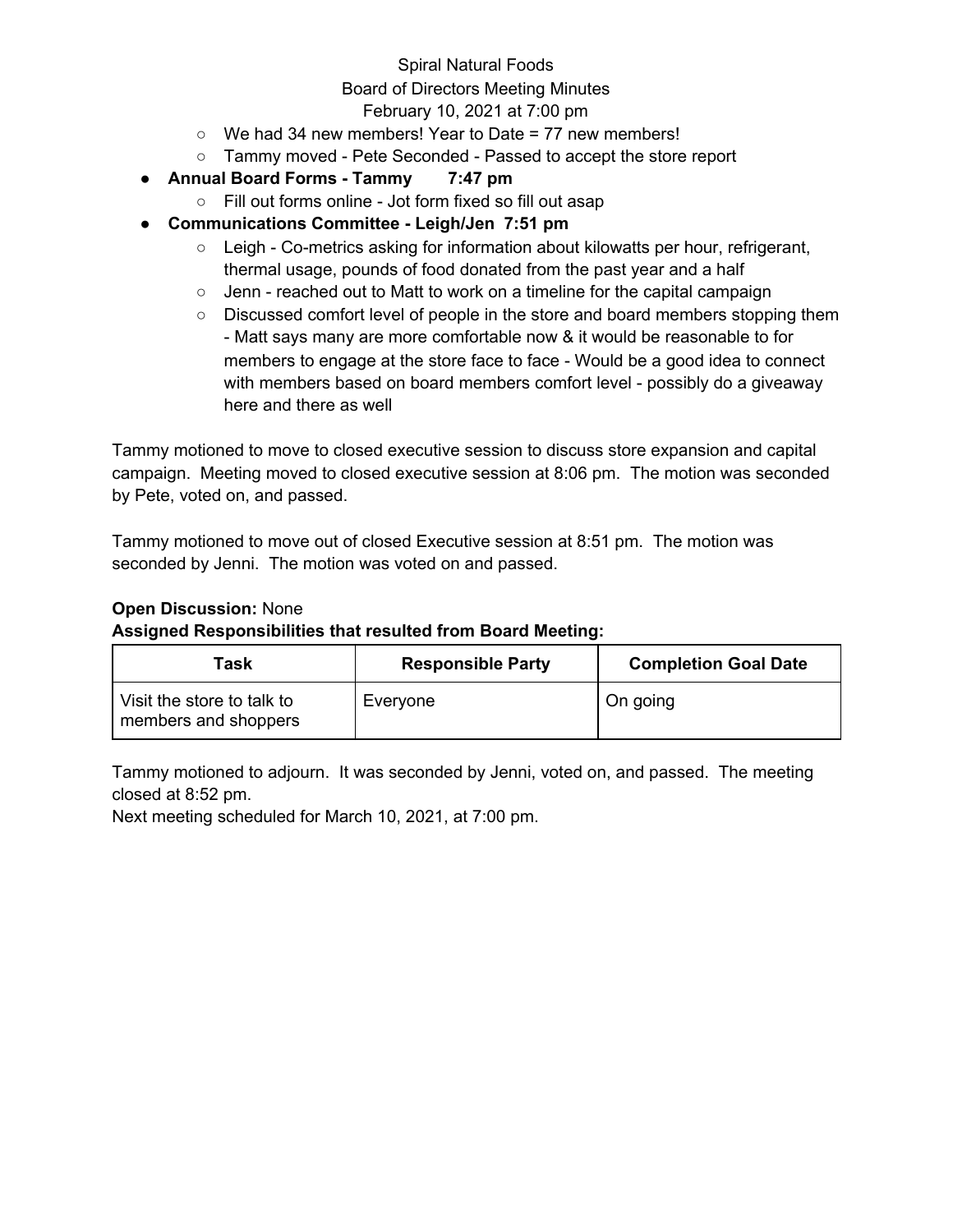- We had 34 new members! Year to Date = 77 new members!
  - Tammy moved - Pete Seconded - Passed to accept the store report
- **Annual Board Forms - Tammy 7:47 pm**
  - Fill out forms online - Jot form fixed so fill out asap
- **Communications Committee - Leigh/Jen 7:51 pm**
  - Leigh - Co-metrics asking for information about kilowatts per hour, refrigerant, thermal usage, pounds of food donated from the past year and a half
  - Jenn - reached out to Matt to work on a timeline for the capital campaign
  - Discussed comfort level of people in the store and board members stopping them - Matt says many are more comfortable now & it would be reasonable to for members to engage at the store face to face - Would be a good idea to connect with members based on board members comfort level - possibly do a giveaway here and there as well

Tammy motioned to move to closed executive session to discuss store expansion and capital campaign. Meeting moved to closed executive session at 8:06 pm. The motion was seconded by Pete, voted on, and passed.

Tammy motioned to move out of closed Executive session at 8:51 pm. The motion was seconded by Jenni. The motion was voted on and passed.

**Open Discussion:** None

**Assigned Responsibilities that resulted from Board Meeting:**

| Task | Responsible Party | Completion Goal Date |
|---|---|---|
| Visit the store to talk to members and shoppers | Everyone | On going |

Tammy motioned to adjourn. It was seconded by Jenni, voted on, and passed. The meeting closed at 8:52 pm.

Next meeting scheduled for March 10, 2021, at 7:00 pm.